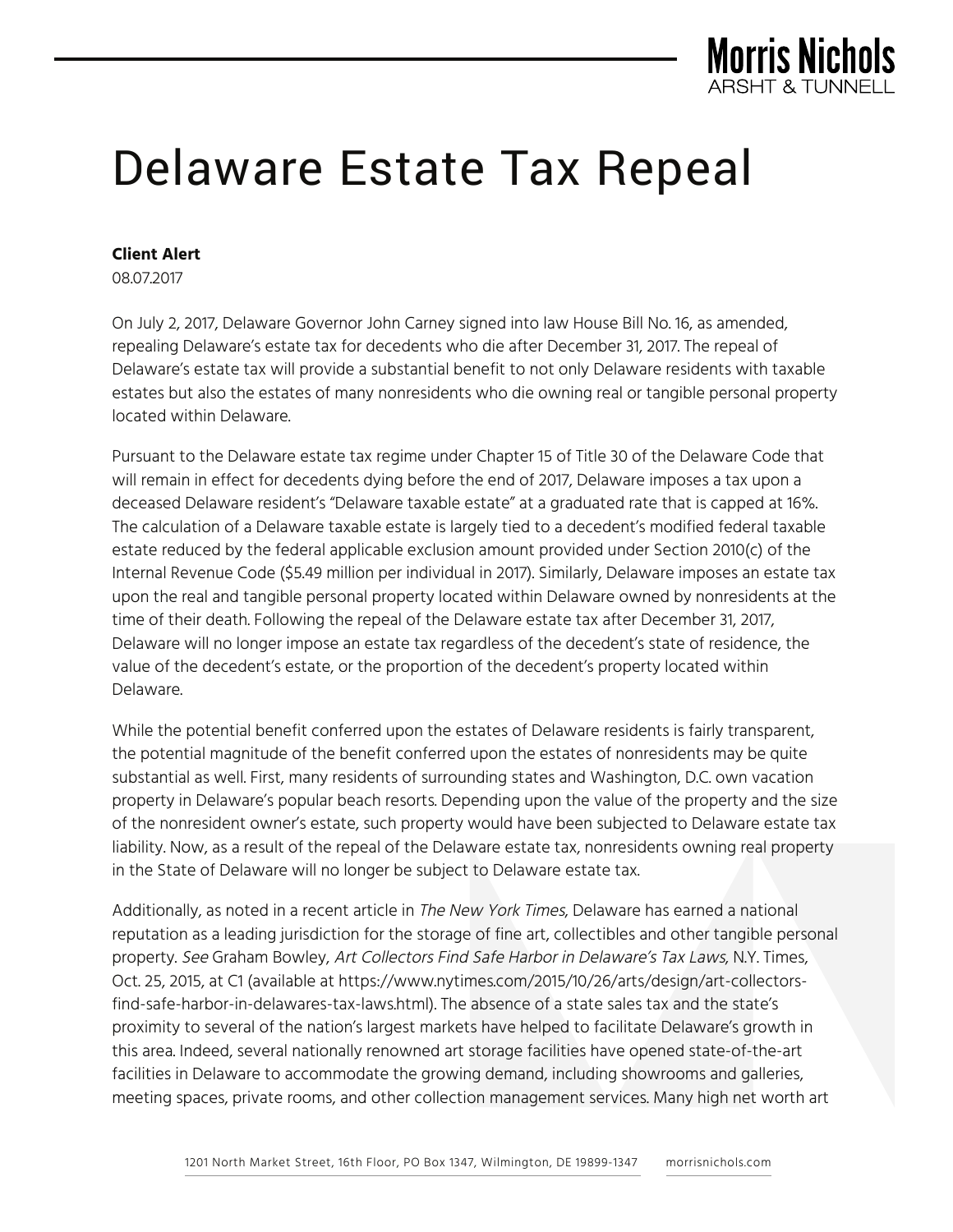# Delaware Estate Tax Repeal

**Client Alert**
08.07.2017

On July 2, 2017, Delaware Governor John Carney signed into law House Bill No. 16, as amended, repealing Delaware's estate tax for decedents who die after December 31, 2017. The repeal of Delaware's estate tax will provide a substantial benefit to not only Delaware residents with taxable estates but also the estates of many nonresidents who die owning real or tangible personal property located within Delaware.

Pursuant to the Delaware estate tax regime under Chapter 15 of Title 30 of the Delaware Code that will remain in effect for decedents dying before the end of 2017, Delaware imposes a tax upon a deceased Delaware resident's "Delaware taxable estate" at a graduated rate that is capped at 16%. The calculation of a Delaware taxable estate is largely tied to a decedent's modified federal taxable estate reduced by the federal applicable exclusion amount provided under Section 2010(c) of the Internal Revenue Code ($5.49 million per individual in 2017). Similarly, Delaware imposes an estate tax upon the real and tangible personal property located within Delaware owned by nonresidents at the time of their death. Following the repeal of the Delaware estate tax after December 31, 2017, Delaware will no longer impose an estate tax regardless of the decedent's state of residence, the value of the decedent's estate, or the proportion of the decedent's property located within Delaware.

While the potential benefit conferred upon the estates of Delaware residents is fairly transparent, the potential magnitude of the benefit conferred upon the estates of nonresidents may be quite substantial as well. First, many residents of surrounding states and Washington, D.C. own vacation property in Delaware's popular beach resorts. Depending upon the value of the property and the size of the nonresident owner's estate, such property would have been subjected to Delaware estate tax liability. Now, as a result of the repeal of the Delaware estate tax, nonresidents owning real property in the State of Delaware will no longer be subject to Delaware estate tax.

Additionally, as noted in a recent article in *The New York Times*, Delaware has earned a national reputation as a leading jurisdiction for the storage of fine art, collectibles and other tangible personal property. *See* Graham Bowley, *Art Collectors Find Safe Harbor in Delaware's Tax Laws*, N.Y. Times, Oct. 25, 2015, at C1 (available at https://www.nytimes.com/2015/10/26/arts/design/art-collectors-find-safe-harbor-in-delawares-tax-laws.html). The absence of a state sales tax and the state's proximity to several of the nation's largest markets have helped to facilitate Delaware's growth in this area. Indeed, several nationally renowned art storage facilities have opened state-of-the-art facilities in Delaware to accommodate the growing demand, including showrooms and galleries, meeting spaces, private rooms, and other collection management services. Many high net worth art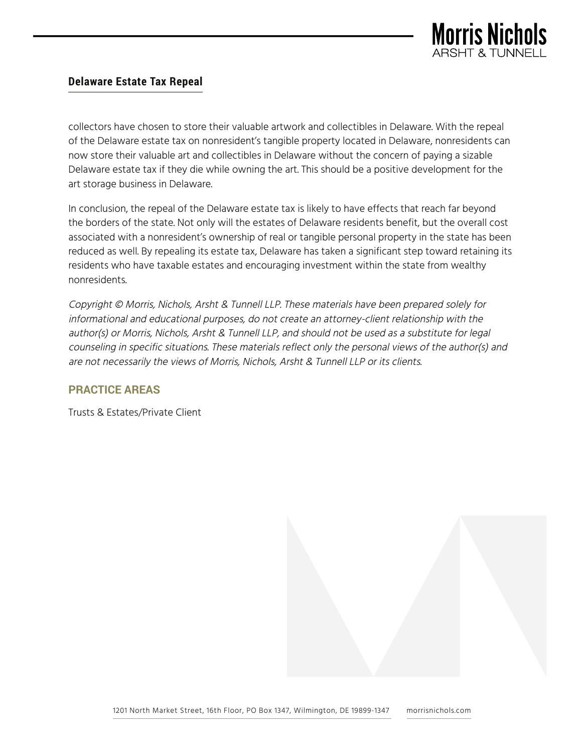collectors have chosen to store their valuable artwork and collectibles in Delaware. With the repeal of the Delaware estate tax on nonresident's tangible property located in Delaware, nonresidents can now store their valuable art and collectibles in Delaware without the concern of paying a sizable Delaware estate tax if they die while owning the art. This should be a positive development for the art storage business in Delaware.

In conclusion, the repeal of the Delaware estate tax is likely to have effects that reach far beyond the borders of the state. Not only will the estates of Delaware residents benefit, but the overall cost associated with a nonresident's ownership of real or tangible personal property in the state has been reduced as well. By repealing its estate tax, Delaware has taken a significant step toward retaining its residents who have taxable estates and encouraging investment within the state from wealthy nonresidents.

*Copyright © Morris, Nichols, Arsht & Tunnell LLP. These materials have been prepared solely for informational and educational purposes, do not create an attorney-client relationship with the author(s) or Morris, Nichols, Arsht & Tunnell LLP, and should not be used as a substitute for legal counseling in specific situations. These materials reflect only the personal views of the author(s) and are not necessarily the views of Morris, Nichols, Arsht & Tunnell LLP or its clients.*

## PRACTICE AREAS

Trusts & Estates/Private Client